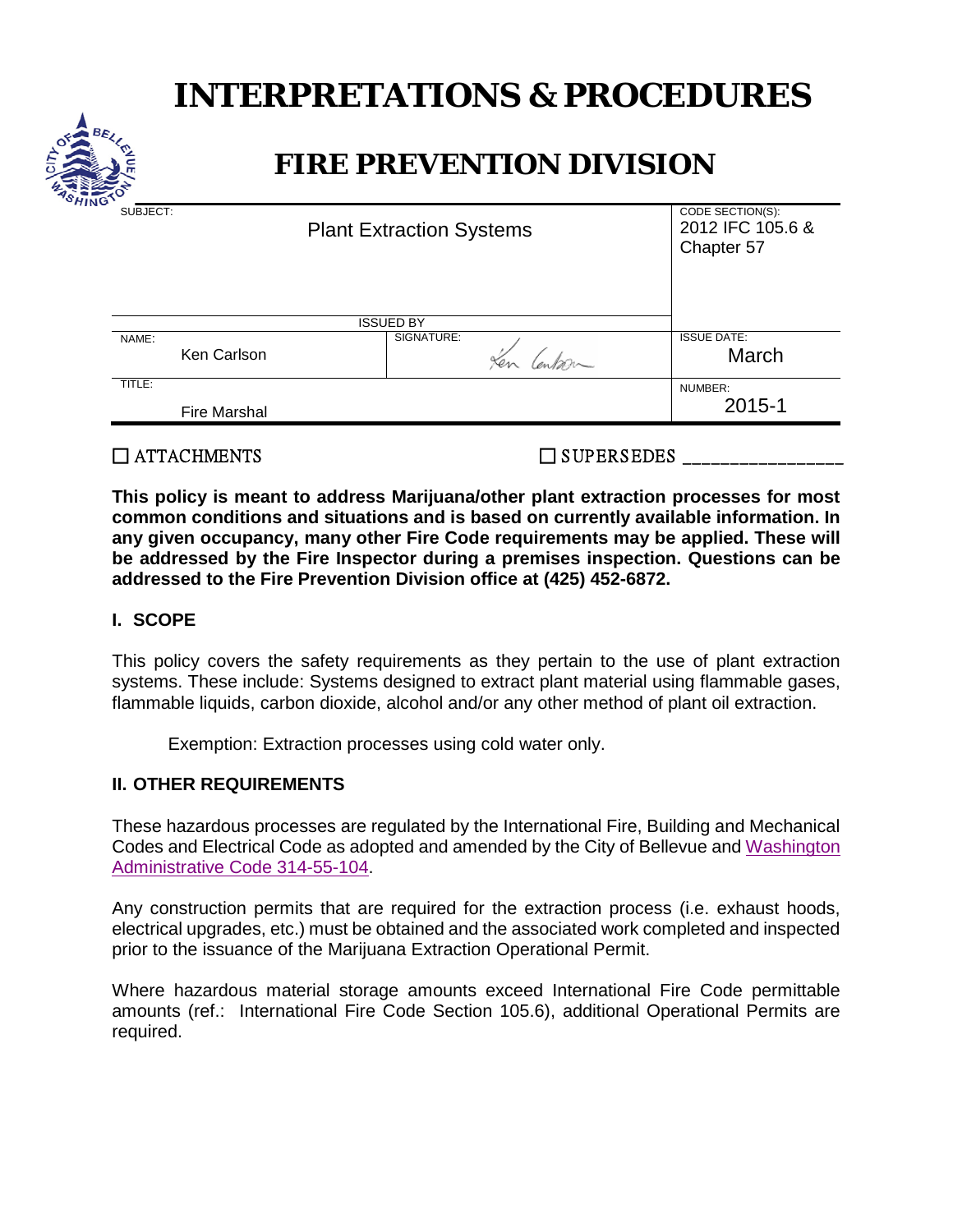# INTERPRETATIONS & PROCEDURES

## FIRE PREVENTION DIVISION

| SUBJECT: | | CODE SECTION(S): |
|---|---|---|
| Plant Extraction Systems | | 2012 IFC 105.6 & Chapter 57 |
| ISSUED BY | | |
| NAME: Ken Carlson | SIGNATURE: Ken Carlson | ISSUE DATE: March |
| TITLE: Fire Marshal | | NUMBER: 2015-1 |

☐ ATTACHMENTS ☐ SUPERSEDES ________________

**This policy is meant to address Marijuana/other plant extraction processes for most common conditions and situations and is based on currently available information. In any given occupancy, many other Fire Code requirements may be applied. These will be addressed by the Fire Inspector during a premises inspection. Questions can be addressed to the Fire Prevention Division office at (425) 452-6872.**

### I. SCOPE

This policy covers the safety requirements as they pertain to the use of plant extraction systems. These include: Systems designed to extract plant material using flammable gases, flammable liquids, carbon dioxide, alcohol and/or any other method of plant oil extraction.

Exemption: Extraction processes using cold water only.

### II. OTHER REQUIREMENTS

These hazardous processes are regulated by the International Fire, Building and Mechanical Codes and Electrical Code as adopted and amended by the City of Bellevue and Washington Administrative Code 314-55-104.

Any construction permits that are required for the extraction process (i.e. exhaust hoods, electrical upgrades, etc.) must be obtained and the associated work completed and inspected prior to the issuance of the Marijuana Extraction Operational Permit.

Where hazardous material storage amounts exceed International Fire Code permittable amounts (ref.: International Fire Code Section 105.6), additional Operational Permits are required.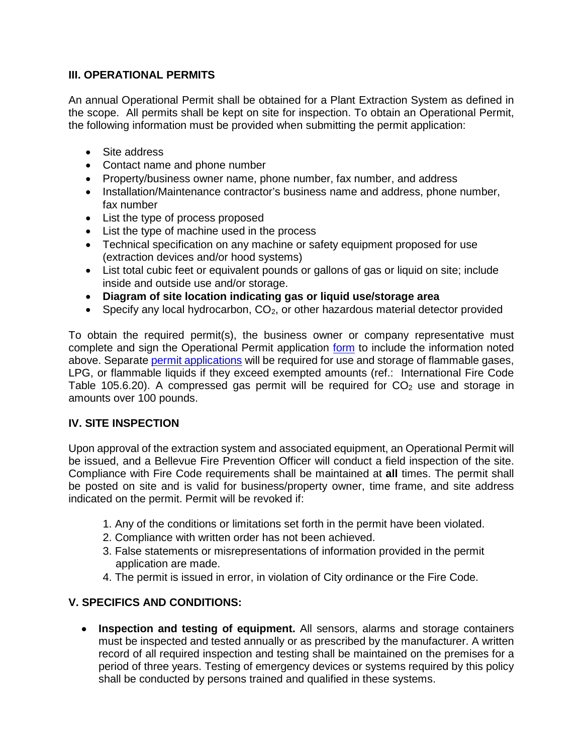## III. OPERATIONAL PERMITS

An annual Operational Permit shall be obtained for a Plant Extraction System as defined in the scope. All permits shall be kept on site for inspection. To obtain an Operational Permit, the following information must be provided when submitting the permit application:

- Site address
- Contact name and phone number
- Property/business owner name, phone number, fax number, and address
- Installation/Maintenance contractor's business name and address, phone number, fax number
- List the type of process proposed
- List the type of machine used in the process
- Technical specification on any machine or safety equipment proposed for use (extraction devices and/or hood systems)
- List total cubic feet or equivalent pounds or gallons of gas or liquid on site; include inside and outside use and/or storage.
- **Diagram of site location indicating gas or liquid use/storage area**
- Specify any local hydrocarbon, $CO_2$, or other hazardous material detector provided

To obtain the required permit(s), the business owner or company representative must complete and sign the Operational Permit application form to include the information noted above. Separate permit applications will be required for use and storage of flammable gases, LPG, or flammable liquids if they exceed exempted amounts (ref.: International Fire Code Table 105.6.20). A compressed gas permit will be required for $CO_2$ use and storage in amounts over 100 pounds.

## IV. SITE INSPECTION

Upon approval of the extraction system and associated equipment, an Operational Permit will be issued, and a Bellevue Fire Prevention Officer will conduct a field inspection of the site. Compliance with Fire Code requirements shall be maintained at **all** times. The permit shall be posted on site and is valid for business/property owner, time frame, and site address indicated on the permit. Permit will be revoked if:

1. Any of the conditions or limitations set forth in the permit have been violated.
2. Compliance with written order has not been achieved.
3. False statements or misrepresentations of information provided in the permit application are made.
4. The permit is issued in error, in violation of City ordinance or the Fire Code.

## V. SPECIFICS AND CONDITIONS:

- **Inspection and testing of equipment.** All sensors, alarms and storage containers must be inspected and tested annually or as prescribed by the manufacturer. A written record of all required inspection and testing shall be maintained on the premises for a period of three years. Testing of emergency devices or systems required by this policy shall be conducted by persons trained and qualified in these systems.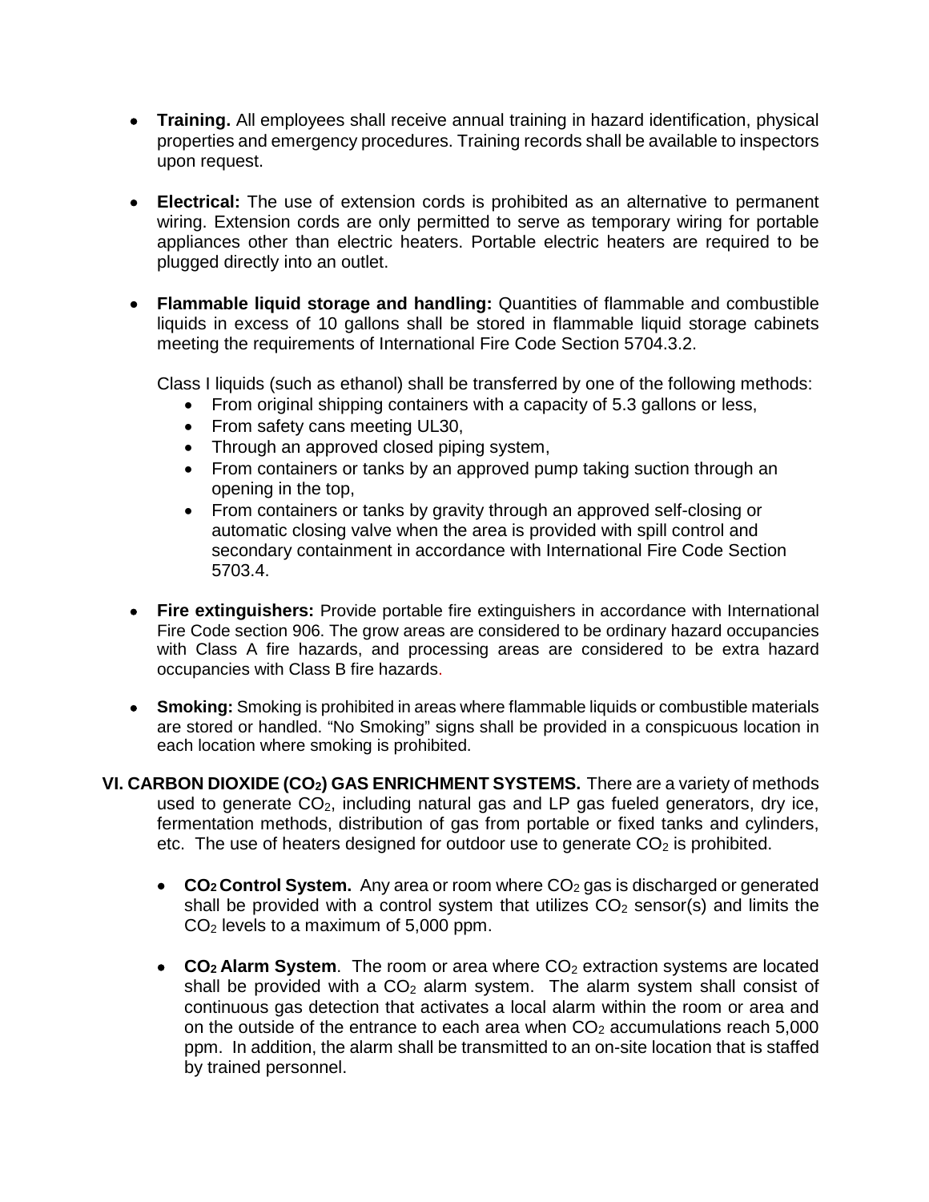- **Training.** All employees shall receive annual training in hazard identification, physical properties and emergency procedures. Training records shall be available to inspectors upon request.

- **Electrical:** The use of extension cords is prohibited as an alternative to permanent wiring. Extension cords are only permitted to serve as temporary wiring for portable appliances other than electric heaters. Portable electric heaters are required to be plugged directly into an outlet.

- **Flammable liquid storage and handling:** Quantities of flammable and combustible liquids in excess of 10 gallons shall be stored in flammable liquid storage cabinets meeting the requirements of International Fire Code Section 5704.3.2.

  Class I liquids (such as ethanol) shall be transferred by one of the following methods:
  - From original shipping containers with a capacity of 5.3 gallons or less,
  - From safety cans meeting UL30,
  - Through an approved closed piping system,
  - From containers or tanks by an approved pump taking suction through an opening in the top,
  - From containers or tanks by gravity through an approved self-closing or automatic closing valve when the area is provided with spill control and secondary containment in accordance with International Fire Code Section 5703.4.

- **Fire extinguishers:** Provide portable fire extinguishers in accordance with International Fire Code section 906. The grow areas are considered to be ordinary hazard occupancies with Class A fire hazards, and processing areas are considered to be extra hazard occupancies with Class B fire hazards.

- **Smoking:** Smoking is prohibited in areas where flammable liquids or combustible materials are stored or handled. "No Smoking" signs shall be provided in a conspicuous location in each location where smoking is prohibited.

## VI. CARBON DIOXIDE ($CO_2$) GAS ENRICHMENT SYSTEMS.

There are a variety of methods used to generate $CO_2$, including natural gas and LP gas fueled generators, dry ice, fermentation methods, distribution of gas from portable or fixed tanks and cylinders, etc. The use of heaters designed for outdoor use to generate $CO_2$ is prohibited.

- **$CO_2$ Control System.** Any area or room where $CO_2$ gas is discharged or generated shall be provided with a control system that utilizes $CO_2$ sensor(s) and limits the $CO_2$ levels to a maximum of 5,000 ppm.

- **$CO_2$ Alarm System**. The room or area where $CO_2$ extraction systems are located shall be provided with a $CO_2$ alarm system. The alarm system shall consist of continuous gas detection that activates a local alarm within the room or area and on the outside of the entrance to each area when $CO_2$ accumulations reach 5,000 ppm. In addition, the alarm shall be transmitted to an on-site location that is staffed by trained personnel.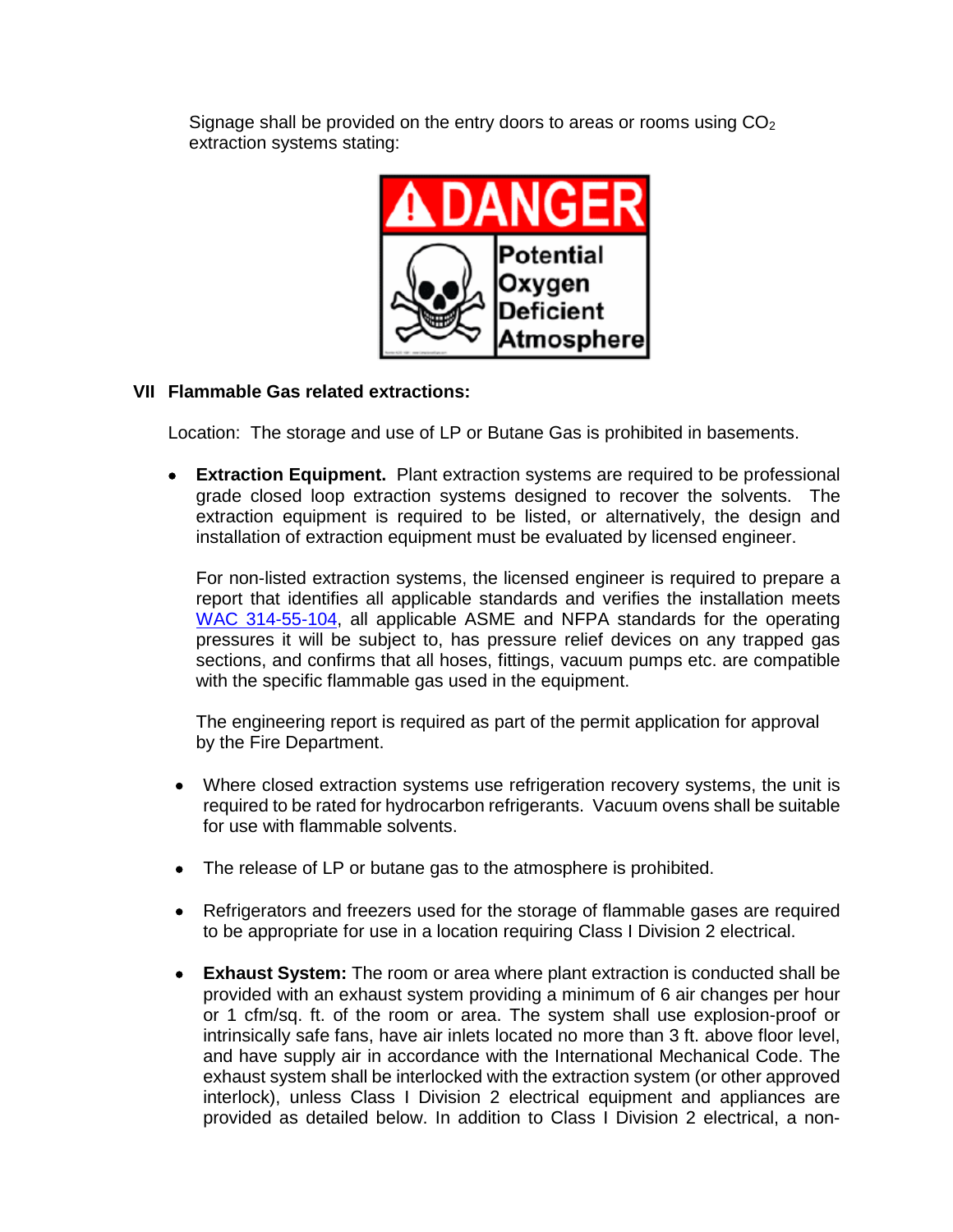Signage shall be provided on the entry doors to areas or rooms using $CO_2$ extraction systems stating:

DANGER

Potential Oxygen Deficient Atmosphere

**VII Flammable Gas related extractions:**

Location: The storage and use of LP or Butane Gas is prohibited in basements.

- **Extraction Equipment.** Plant extraction systems are required to be professional grade closed loop extraction systems designed to recover the solvents. The extraction equipment is required to be listed, or alternatively, the design and installation of extraction equipment must be evaluated by licensed engineer.

  For non-listed extraction systems, the licensed engineer is required to prepare a report that identifies all applicable standards and verifies the installation meets WAC 314-55-104, all applicable ASME and NFPA standards for the operating pressures it will be subject to, has pressure relief devices on any trapped gas sections, and confirms that all hoses, fittings, vacuum pumps etc. are compatible with the specific flammable gas used in the equipment.

  The engineering report is required as part of the permit application for approval by the Fire Department.

- Where closed extraction systems use refrigeration recovery systems, the unit is required to be rated for hydrocarbon refrigerants. Vacuum ovens shall be suitable for use with flammable solvents.

- The release of LP or butane gas to the atmosphere is prohibited.

- Refrigerators and freezers used for the storage of flammable gases are required to be appropriate for use in a location requiring Class I Division 2 electrical.

- **Exhaust System:** The room or area where plant extraction is conducted shall be provided with an exhaust system providing a minimum of 6 air changes per hour or 1 cfm/sq. ft. of the room or area. The system shall use explosion-proof or intrinsically safe fans, have air inlets located no more than 3 ft. above floor level, and have supply air in accordance with the International Mechanical Code. The exhaust system shall be interlocked with the extraction system (or other approved interlock), unless Class I Division 2 electrical equipment and appliances are provided as detailed below. In addition to Class I Division 2 electrical, a non-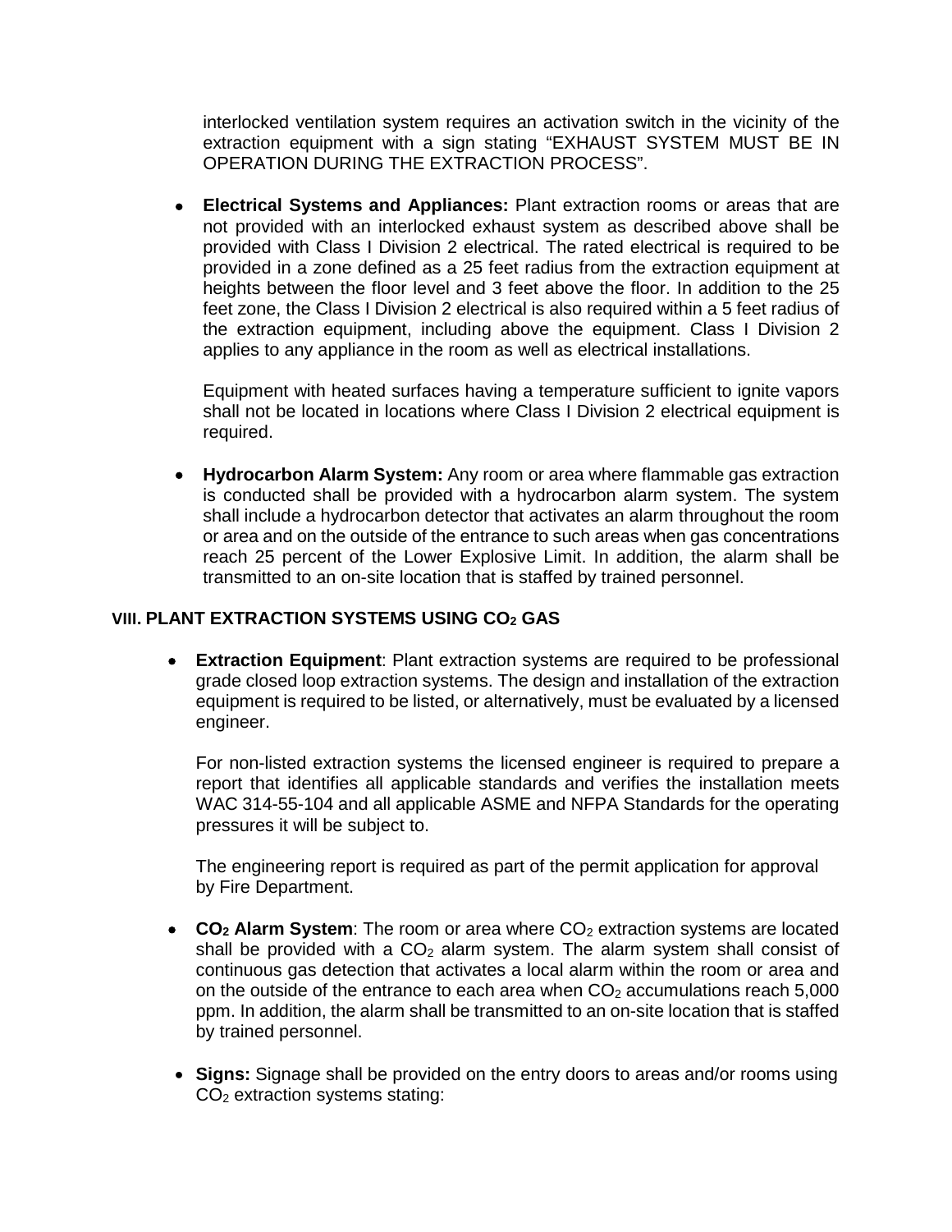interlocked ventilation system requires an activation switch in the vicinity of the extraction equipment with a sign stating "EXHAUST SYSTEM MUST BE IN OPERATION DURING THE EXTRACTION PROCESS".

- **Electrical Systems and Appliances:** Plant extraction rooms or areas that are not provided with an interlocked exhaust system as described above shall be provided with Class I Division 2 electrical. The rated electrical is required to be provided in a zone defined as a 25 feet radius from the extraction equipment at heights between the floor level and 3 feet above the floor. In addition to the 25 feet zone, the Class I Division 2 electrical is also required within a 5 feet radius of the extraction equipment, including above the equipment. Class I Division 2 applies to any appliance in the room as well as electrical installations.

  Equipment with heated surfaces having a temperature sufficient to ignite vapors shall not be located in locations where Class I Division 2 electrical equipment is required.

- **Hydrocarbon Alarm System:** Any room or area where flammable gas extraction is conducted shall be provided with a hydrocarbon alarm system. The system shall include a hydrocarbon detector that activates an alarm throughout the room or area and on the outside of the entrance to such areas when gas concentrations reach 25 percent of the Lower Explosive Limit. In addition, the alarm shall be transmitted to an on-site location that is staffed by trained personnel.

## VIII. PLANT EXTRACTION SYSTEMS USING $CO_2$ GAS

- **Extraction Equipment**: Plant extraction systems are required to be professional grade closed loop extraction systems. The design and installation of the extraction equipment is required to be listed, or alternatively, must be evaluated by a licensed engineer.

  For non-listed extraction systems the licensed engineer is required to prepare a report that identifies all applicable standards and verifies the installation meets WAC 314-55-104 and all applicable ASME and NFPA Standards for the operating pressures it will be subject to.

  The engineering report is required as part of the permit application for approval by Fire Department.

- **$CO_2$ Alarm System**: The room or area where $CO_2$ extraction systems are located shall be provided with a $CO_2$ alarm system. The alarm system shall consist of continuous gas detection that activates a local alarm within the room or area and on the outside of the entrance to each area when $CO_2$ accumulations reach 5,000 ppm. In addition, the alarm shall be transmitted to an on-site location that is staffed by trained personnel.

- **Signs:** Signage shall be provided on the entry doors to areas and/or rooms using $CO_2$ extraction systems stating: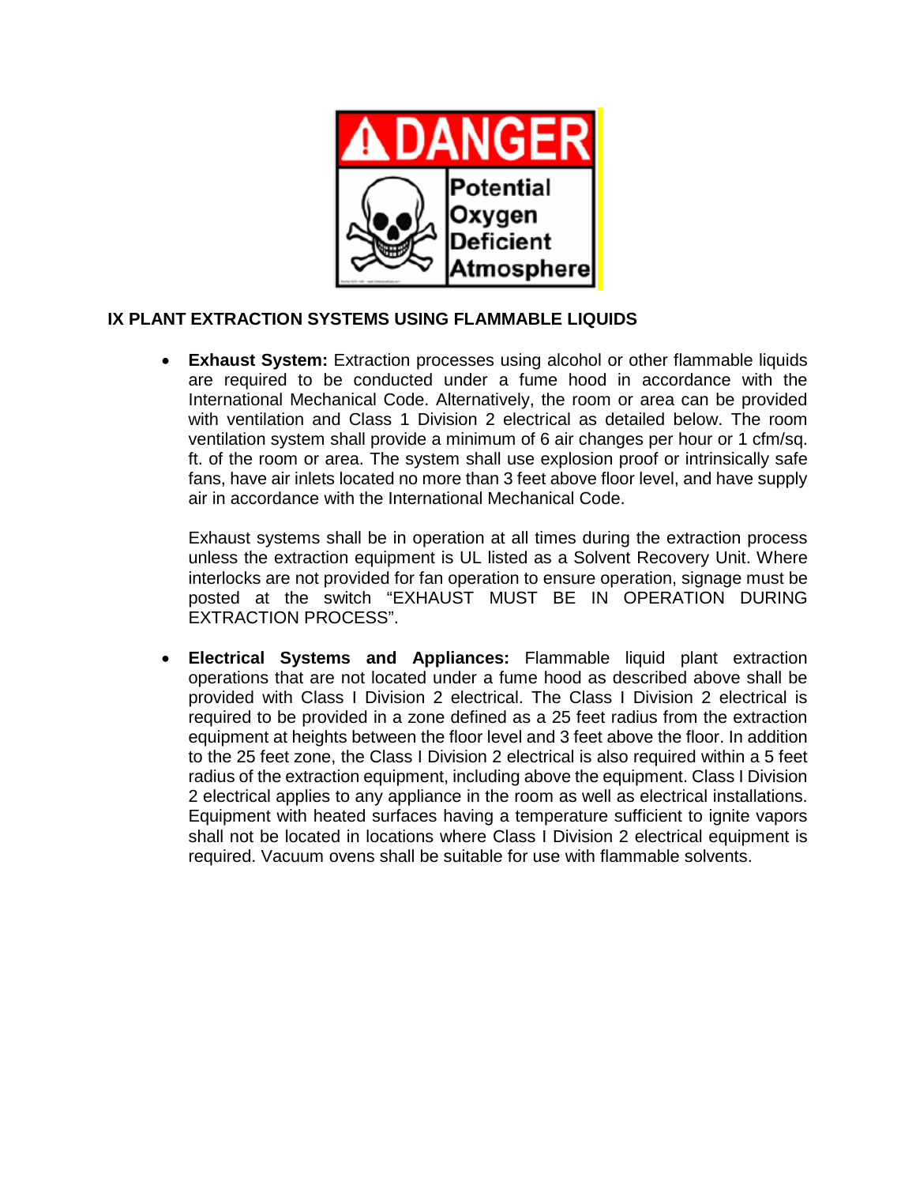DANGER

Potential Oxygen Deficient Atmosphere

## IX PLANT EXTRACTION SYSTEMS USING FLAMMABLE LIQUIDS

- **Exhaust System:** Extraction processes using alcohol or other flammable liquids are required to be conducted under a fume hood in accordance with the International Mechanical Code. Alternatively, the room or area can be provided with ventilation and Class 1 Division 2 electrical as detailed below. The room ventilation system shall provide a minimum of 6 air changes per hour or 1 cfm/sq. ft. of the room or area. The system shall use explosion proof or intrinsically safe fans, have air inlets located no more than 3 feet above floor level, and have supply air in accordance with the International Mechanical Code.

  Exhaust systems shall be in operation at all times during the extraction process unless the extraction equipment is UL listed as a Solvent Recovery Unit. Where interlocks are not provided for fan operation to ensure operation, signage must be posted at the switch "EXHAUST MUST BE IN OPERATION DURING EXTRACTION PROCESS".

- **Electrical Systems and Appliances:** Flammable liquid plant extraction operations that are not located under a fume hood as described above shall be provided with Class I Division 2 electrical. The Class I Division 2 electrical is required to be provided in a zone defined as a 25 feet radius from the extraction equipment at heights between the floor level and 3 feet above the floor. In addition to the 25 feet zone, the Class I Division 2 electrical is also required within a 5 feet radius of the extraction equipment, including above the equipment. Class I Division 2 electrical applies to any appliance in the room as well as electrical installations. Equipment with heated surfaces having a temperature sufficient to ignite vapors shall not be located in locations where Class I Division 2 electrical equipment is required. Vacuum ovens shall be suitable for use with flammable solvents.